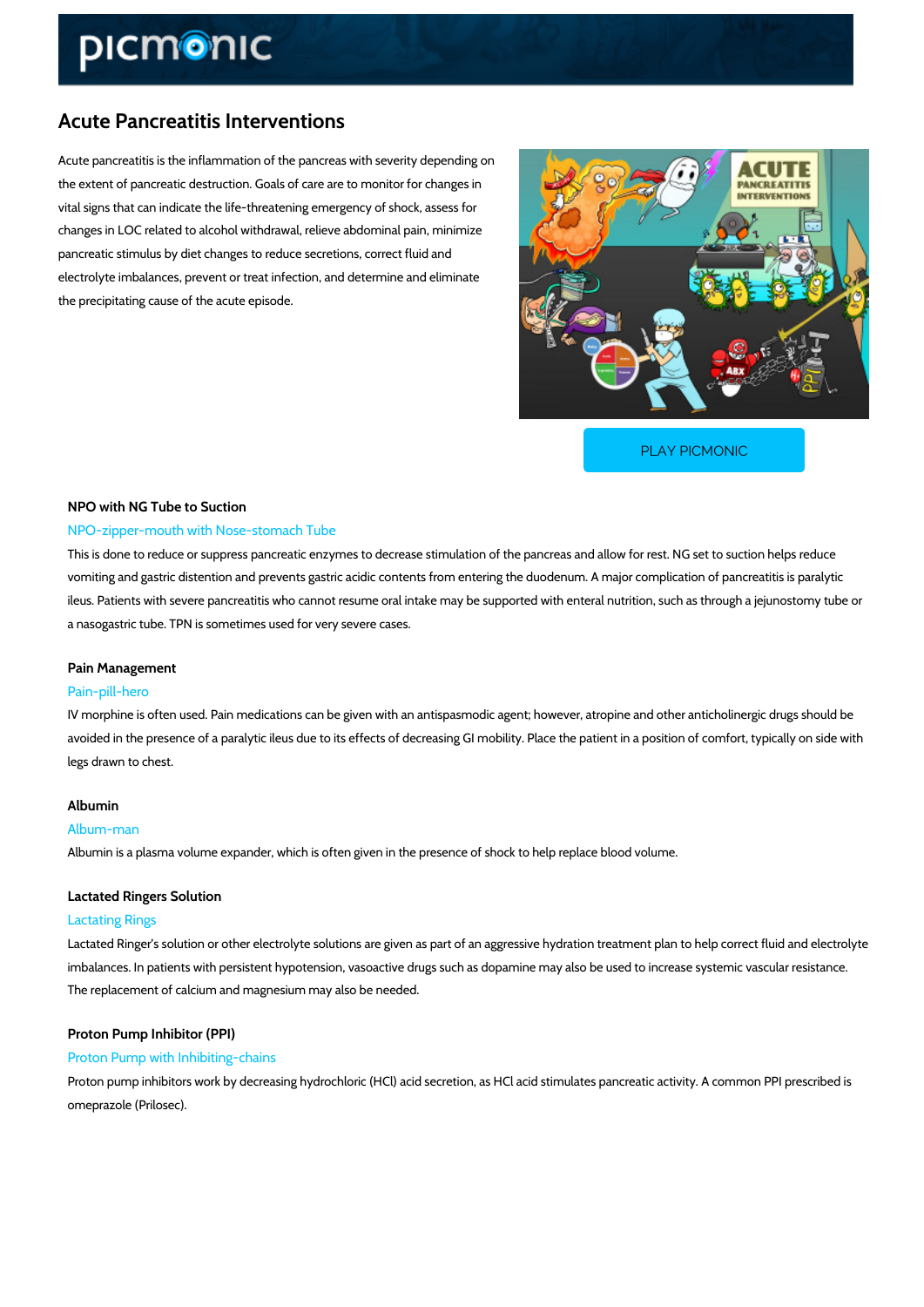# Acute Pancreatitis Interventions

Acute pancreatitis is the inflammation of the pancreas with severity depending on the extent of pancreatic destruction. Goals of care are to monitor for changes in vital signs that can indicate the life-threatening emergency of shock, assess for changes in LOC related to alcohol withdrawal, relieve abdominal pain, minimize pancreatic stimulus by diet changes to reduce secretions, correct fluid and electrolyte imbalances, prevent or treat infection, and determine and eliminate the precipitating cause of the acute episode.

PLAY PICMONIC

### NPO with NG Tube to Suction

NPO-zipper-mouth with Nose-stomach Tube

This is done to reduce or suppress pancreatic enzymes to decrease stimulation of the pancreas and allow for rest. NG set to suction helps reduce vomiting and gastric distention and prevents gastric acidic contents from entering the duodenum. A major complication of pancreatitis is paralytic ileus. Patients with severe pancreatitis who cannot resume oral intake may be supported with enteral nutrition, such as through a jejunostomy tube or a nasogastric tube. TPN is sometimes used for very severe cases.

### Pain Management

Pain-pill-hero

IV morphine is often used. Pain medications can be given with an antispasmodic agent; however, atropine and other anticholinergic drugs should be avoided in the presence of a paralytic ileus due to its effects of decreasing GI mobility. Place the patient in a position of comfort, typically on side with legs drawn to chest.

### Albumin

Album-man

Albumin is a plasma volume expander, which is often given in the presence of shock to help replace blood volume.

### Lactated Ringers Solution

Lactating Rings

Lactated Ringer's solution or other electrolyte solutions are given as part of an aggressive hydration treatment plan to help correct fluid and electrolyte imbalances. In patients with persistent hypotension, vasoactive drugs such as dopamine may also be used to increase systemic vascular resistance. The replacement of calcium and magnesium may also be needed.

### Proton Pump Inhibitor (PPI)

Proton Pump with Inhibiting-chains

Proton pump inhibitors work by decreasing hydrochloric (HCl) acid secretion, as HCl acid stimulates pancreatic activity. A common PPI prescribed is omeprazole (Prilosec).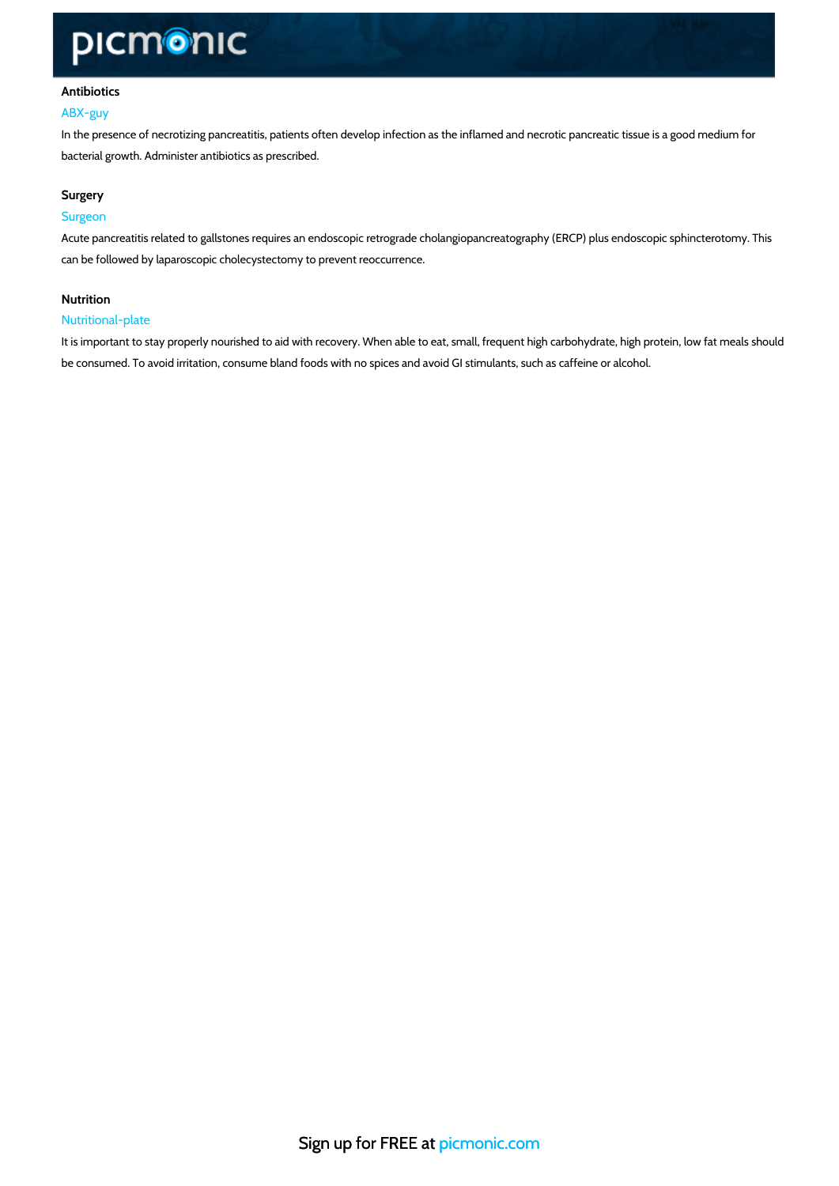**Antibiotics**

ABX-guy

In the presence of necrotizing pancreatitis, patients often develop infection as the inflamed and necrotic pancreatic tissue is a good medium for bacterial growth. Administer antibiotics as prescribed.

**Surgery**

Surgeon

Acute pancreatitis related to gallstones requires an endoscopic retrograde cholangiopancreatography (ERCP) plus endoscopic sphincterotomy. This can be followed by laparoscopic cholecystectomy to prevent reoccurrence.

**Nutrition**

Nutritional-plate

It is important to stay properly nourished to aid with recovery. When able to eat, small, frequent high carbohydrate, high protein, low fat meals should be consumed. To avoid irritation, consume bland foods with no spices and avoid GI stimulants, such as caffeine or alcohol.